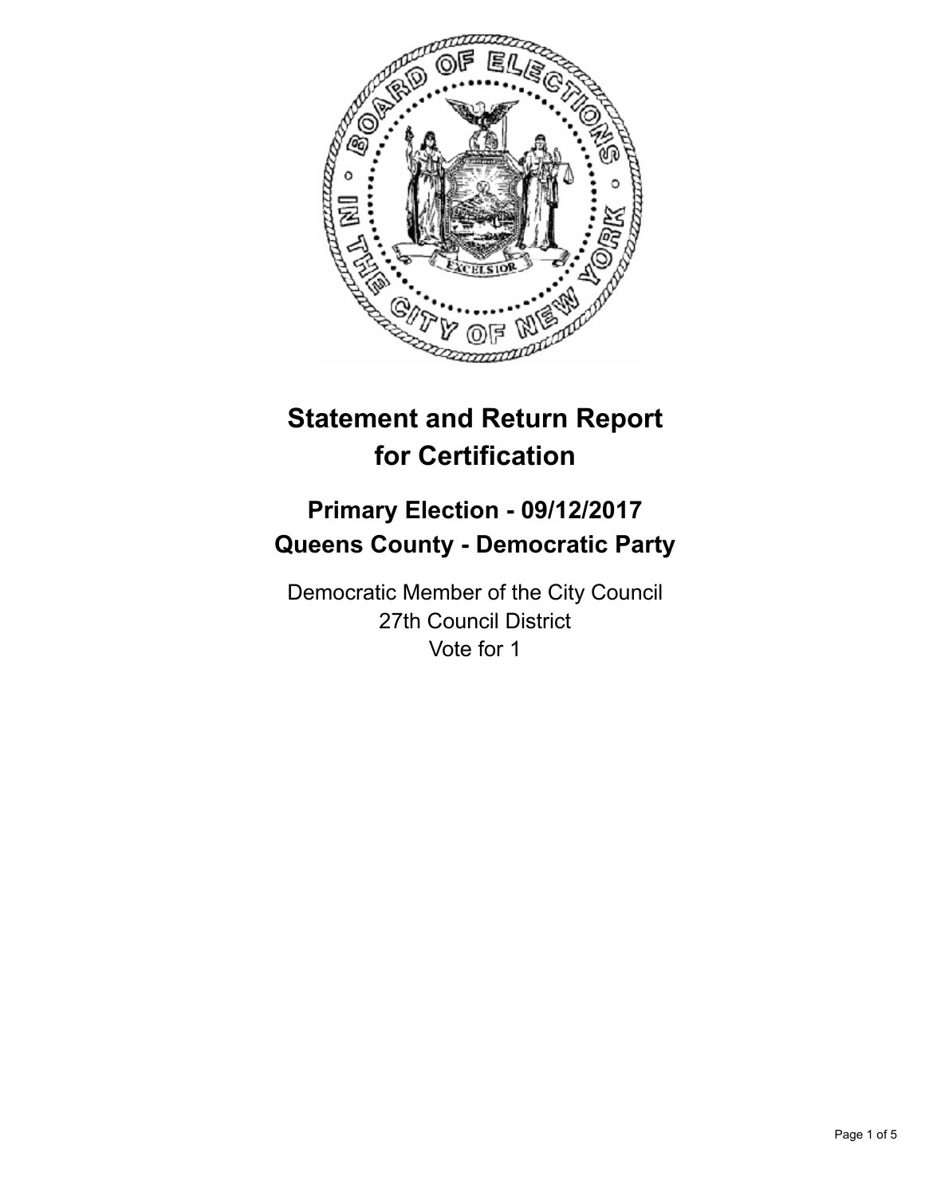# Statement and Return Report for Certification

## Primary Election - 09/12/2017
## Queens County - Democratic Party

Democratic Member of the City Council
27th Council District
Vote for 1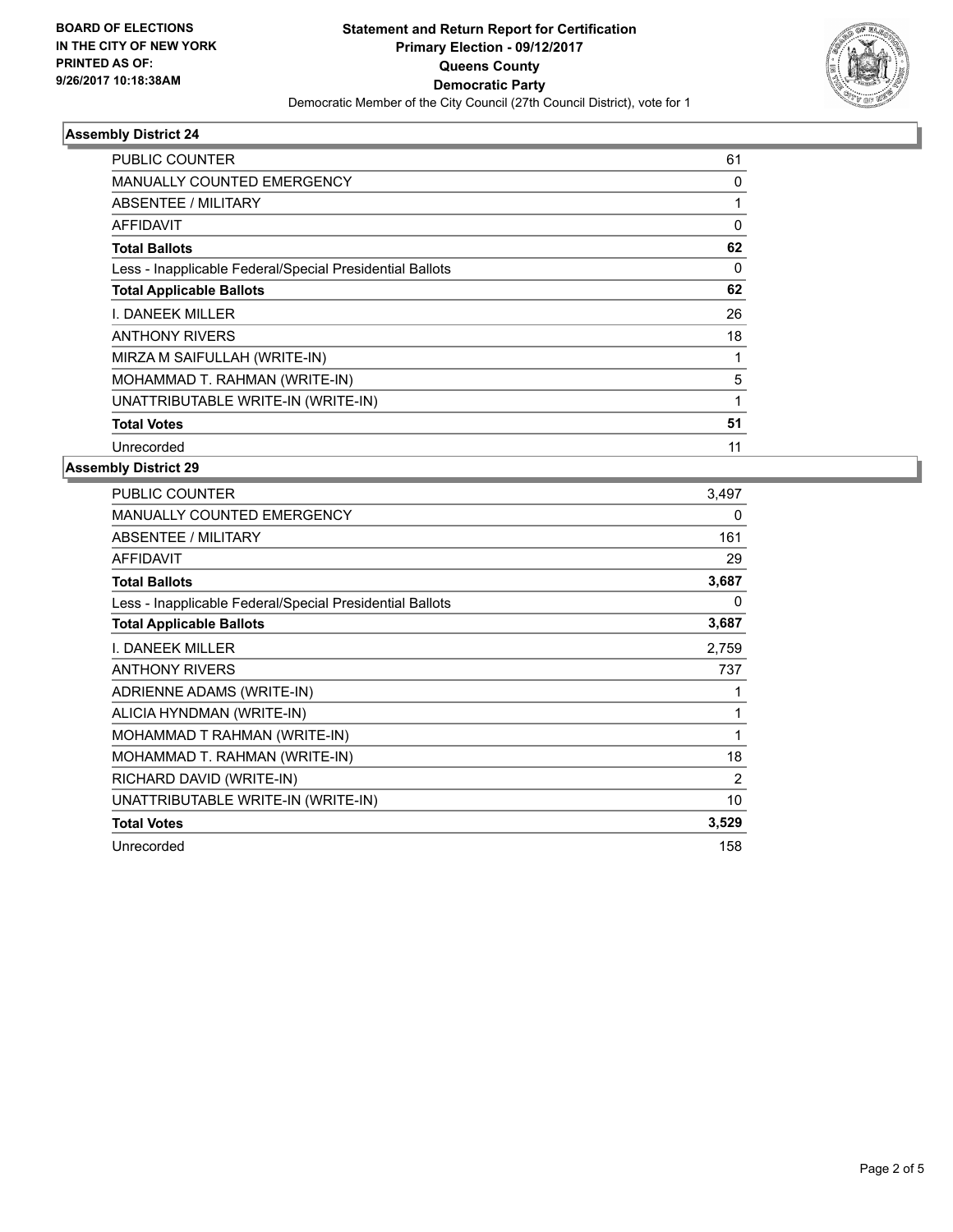**BOARD OF ELECTIONS IN THE CITY OF NEW YORK PRINTED AS OF: 9/26/2017 10:18:38AM**

# Statement and Return Report for Certification
## Primary Election - 09/12/2017
## Queens County
## Democratic Party
Democratic Member of the City Council (27th Council District), vote for 1

### Assembly District 24

| | |
|---|---|
| PUBLIC COUNTER | 61 |
| MANUALLY COUNTED EMERGENCY | 0 |
| ABSENTEE / MILITARY | 1 |
| AFFIDAVIT | 0 |
| **Total Ballots** | **62** |
| Less - Inapplicable Federal/Special Presidential Ballots | 0 |
| **Total Applicable Ballots** | **62** |
| I. DANEEK MILLER | 26 |
| ANTHONY RIVERS | 18 |
| MIRZA M SAIFULLAH (WRITE-IN) | 1 |
| MOHAMMAD T. RAHMAN (WRITE-IN) | 5 |
| UNATTRIBUTABLE WRITE-IN (WRITE-IN) | 1 |
| **Total Votes** | **51** |
| Unrecorded | 11 |

### Assembly District 29

| | |
|---|---|
| PUBLIC COUNTER | 3,497 |
| MANUALLY COUNTED EMERGENCY | 0 |
| ABSENTEE / MILITARY | 161 |
| AFFIDAVIT | 29 |
| **Total Ballots** | **3,687** |
| Less - Inapplicable Federal/Special Presidential Ballots | 0 |
| **Total Applicable Ballots** | **3,687** |
| I. DANEEK MILLER | 2,759 |
| ANTHONY RIVERS | 737 |
| ADRIENNE ADAMS (WRITE-IN) | 1 |
| ALICIA HYNDMAN (WRITE-IN) | 1 |
| MOHAMMAD T RAHMAN (WRITE-IN) | 1 |
| MOHAMMAD T. RAHMAN (WRITE-IN) | 18 |
| RICHARD DAVID (WRITE-IN) | 2 |
| UNATTRIBUTABLE WRITE-IN (WRITE-IN) | 10 |
| **Total Votes** | **3,529** |
| Unrecorded | 158 |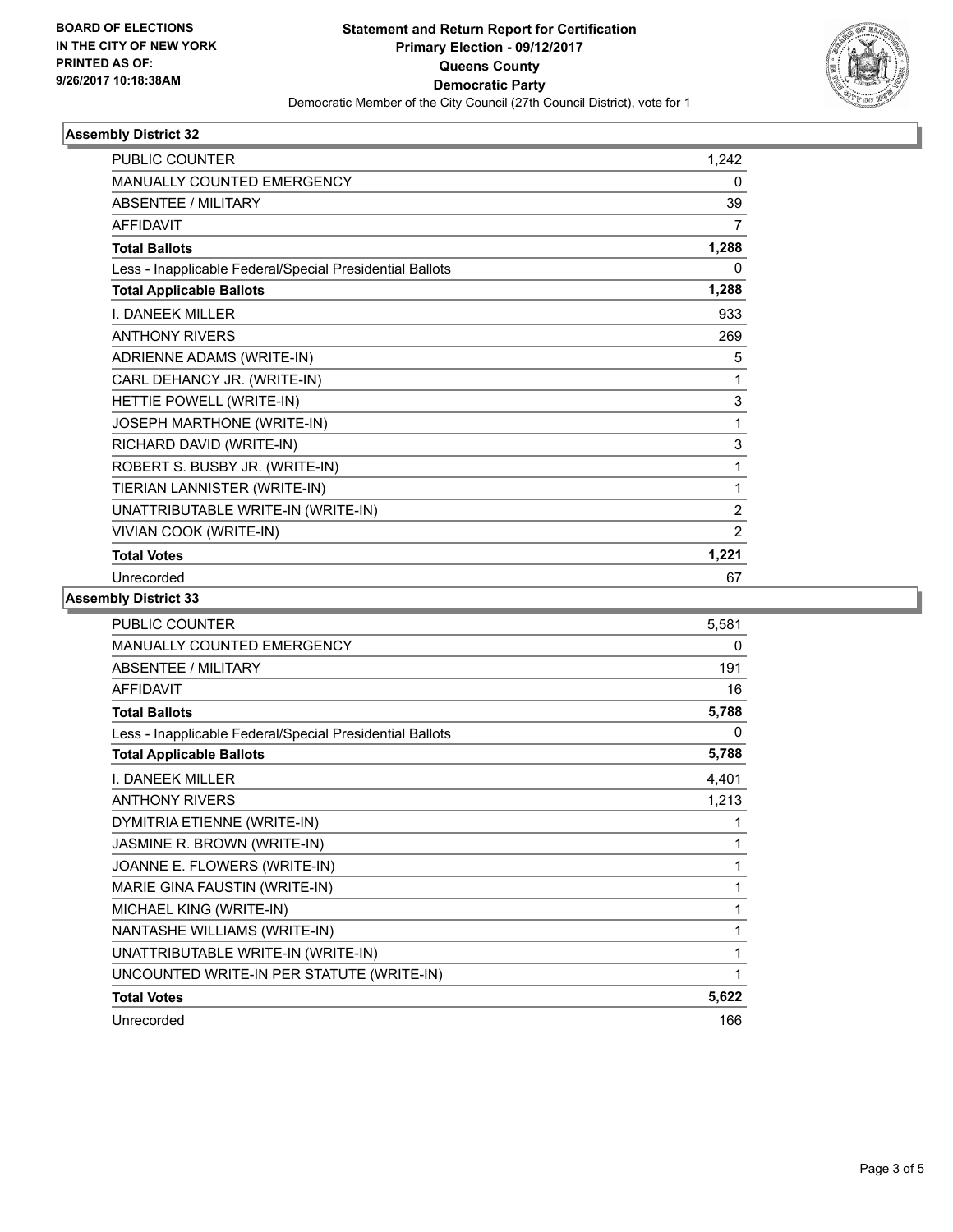**BOARD OF ELECTIONS IN THE CITY OF NEW YORK**
**PRINTED AS OF: 9/26/2017 10:18:38AM**

# Statement and Return Report for Certification
## Primary Election - 09/12/2017
## Queens County
## Democratic Party

Democratic Member of the City Council (27th Council District), vote for 1

### Assembly District 32

| | |
|---|---|
| PUBLIC COUNTER | 1,242 |
| MANUALLY COUNTED EMERGENCY | 0 |
| ABSENTEE / MILITARY | 39 |
| AFFIDAVIT | 7 |
| **Total Ballots** | **1,288** |
| Less - Inapplicable Federal/Special Presidential Ballots | 0 |
| **Total Applicable Ballots** | **1,288** |
| I. DANEEK MILLER | 933 |
| ANTHONY RIVERS | 269 |
| ADRIENNE ADAMS (WRITE-IN) | 5 |
| CARL DEHANCY JR. (WRITE-IN) | 1 |
| HETTIE POWELL (WRITE-IN) | 3 |
| JOSEPH MARTHONE (WRITE-IN) | 1 |
| RICHARD DAVID (WRITE-IN) | 3 |
| ROBERT S. BUSBY JR. (WRITE-IN) | 1 |
| TIERIAN LANNISTER (WRITE-IN) | 1 |
| UNATTRIBUTABLE WRITE-IN (WRITE-IN) | 2 |
| VIVIAN COOK (WRITE-IN) | 2 |
| **Total Votes** | **1,221** |
| Unrecorded | 67 |

### Assembly District 33

| | |
|---|---|
| PUBLIC COUNTER | 5,581 |
| MANUALLY COUNTED EMERGENCY | 0 |
| ABSENTEE / MILITARY | 191 |
| AFFIDAVIT | 16 |
| **Total Ballots** | **5,788** |
| Less - Inapplicable Federal/Special Presidential Ballots | 0 |
| **Total Applicable Ballots** | **5,788** |
| I. DANEEK MILLER | 4,401 |
| ANTHONY RIVERS | 1,213 |
| DYMITRIA ETIENNE (WRITE-IN) | 1 |
| JASMINE R. BROWN (WRITE-IN) | 1 |
| JOANNE E. FLOWERS (WRITE-IN) | 1 |
| MARIE GINA FAUSTIN (WRITE-IN) | 1 |
| MICHAEL KING (WRITE-IN) | 1 |
| NANTASHE WILLIAMS (WRITE-IN) | 1 |
| UNATTRIBUTABLE WRITE-IN (WRITE-IN) | 1 |
| UNCOUNTED WRITE-IN PER STATUTE (WRITE-IN) | 1 |
| **Total Votes** | **5,622** |
| Unrecorded | 166 |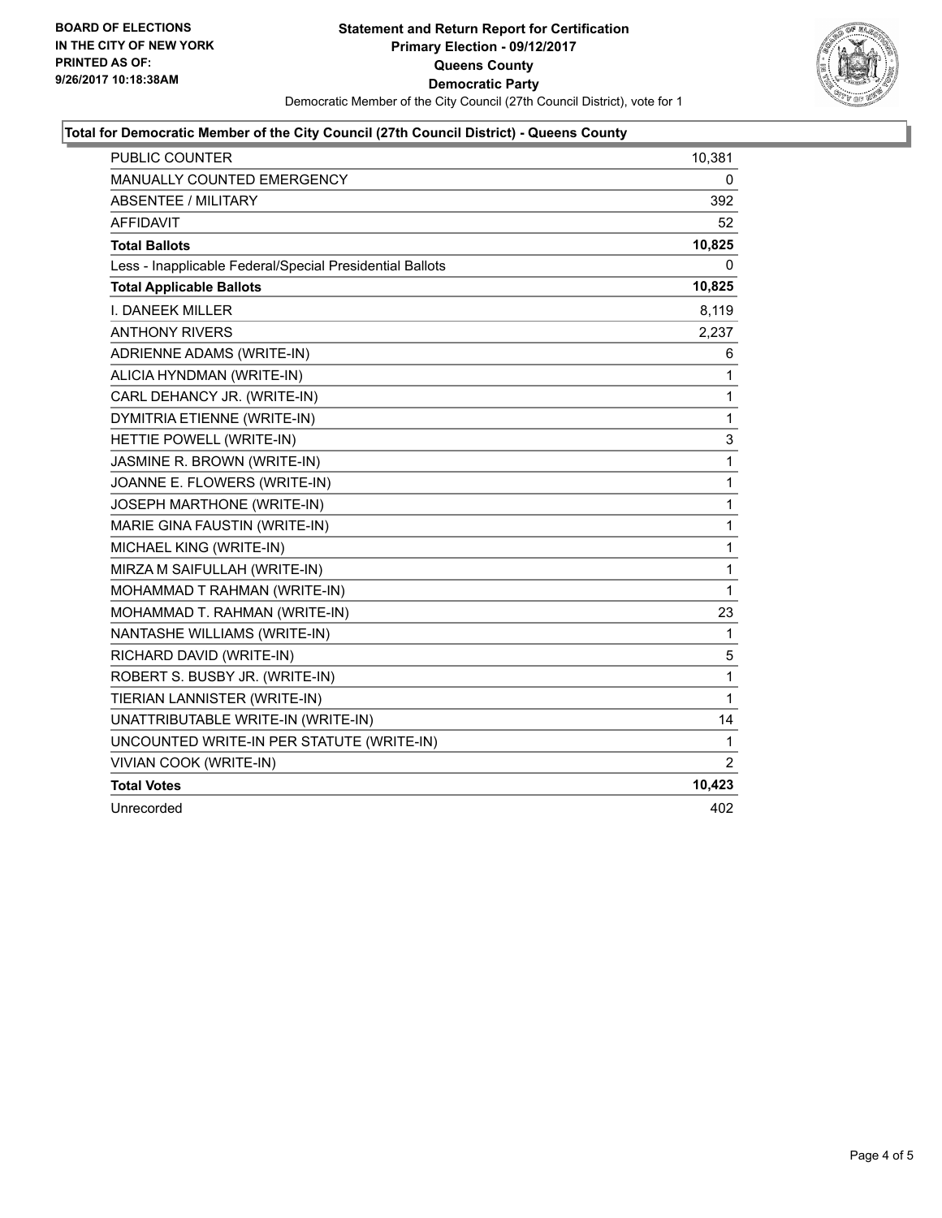**BOARD OF ELECTIONS IN THE CITY OF NEW YORK PRINTED AS OF: 9/26/2017 10:18:38AM**

# Statement and Return Report for Certification
## Primary Election - 09/12/2017
## Queens County
## Democratic Party

Democratic Member of the City Council (27th Council District), vote for 1

### Total for Democratic Member of the City Council (27th Council District) - Queens County

| | |
|---|---|
| PUBLIC COUNTER | 10,381 |
| MANUALLY COUNTED EMERGENCY | 0 |
| ABSENTEE / MILITARY | 392 |
| AFFIDAVIT | 52 |
| **Total Ballots** | **10,825** |
| Less - Inapplicable Federal/Special Presidential Ballots | 0 |
| **Total Applicable Ballots** | **10,825** |
| I. DANEEK MILLER | 8,119 |
| ANTHONY RIVERS | 2,237 |
| ADRIENNE ADAMS (WRITE-IN) | 6 |
| ALICIA HYNDMAN (WRITE-IN) | 1 |
| CARL DEHANCY JR. (WRITE-IN) | 1 |
| DYMITRIA ETIENNE (WRITE-IN) | 1 |
| HETTIE POWELL (WRITE-IN) | 3 |
| JASMINE R. BROWN (WRITE-IN) | 1 |
| JOANNE E. FLOWERS (WRITE-IN) | 1 |
| JOSEPH MARTHONE (WRITE-IN) | 1 |
| MARIE GINA FAUSTIN (WRITE-IN) | 1 |
| MICHAEL KING (WRITE-IN) | 1 |
| MIRZA M SAIFULLAH (WRITE-IN) | 1 |
| MOHAMMAD T RAHMAN (WRITE-IN) | 1 |
| MOHAMMAD T. RAHMAN (WRITE-IN) | 23 |
| NANTASHE WILLIAMS (WRITE-IN) | 1 |
| RICHARD DAVID (WRITE-IN) | 5 |
| ROBERT S. BUSBY JR. (WRITE-IN) | 1 |
| TIERIAN LANNISTER (WRITE-IN) | 1 |
| UNATTRIBUTABLE WRITE-IN (WRITE-IN) | 14 |
| UNCOUNTED WRITE-IN PER STATUTE (WRITE-IN) | 1 |
| VIVIAN COOK (WRITE-IN) | 2 |
| **Total Votes** | **10,423** |
| Unrecorded | 402 |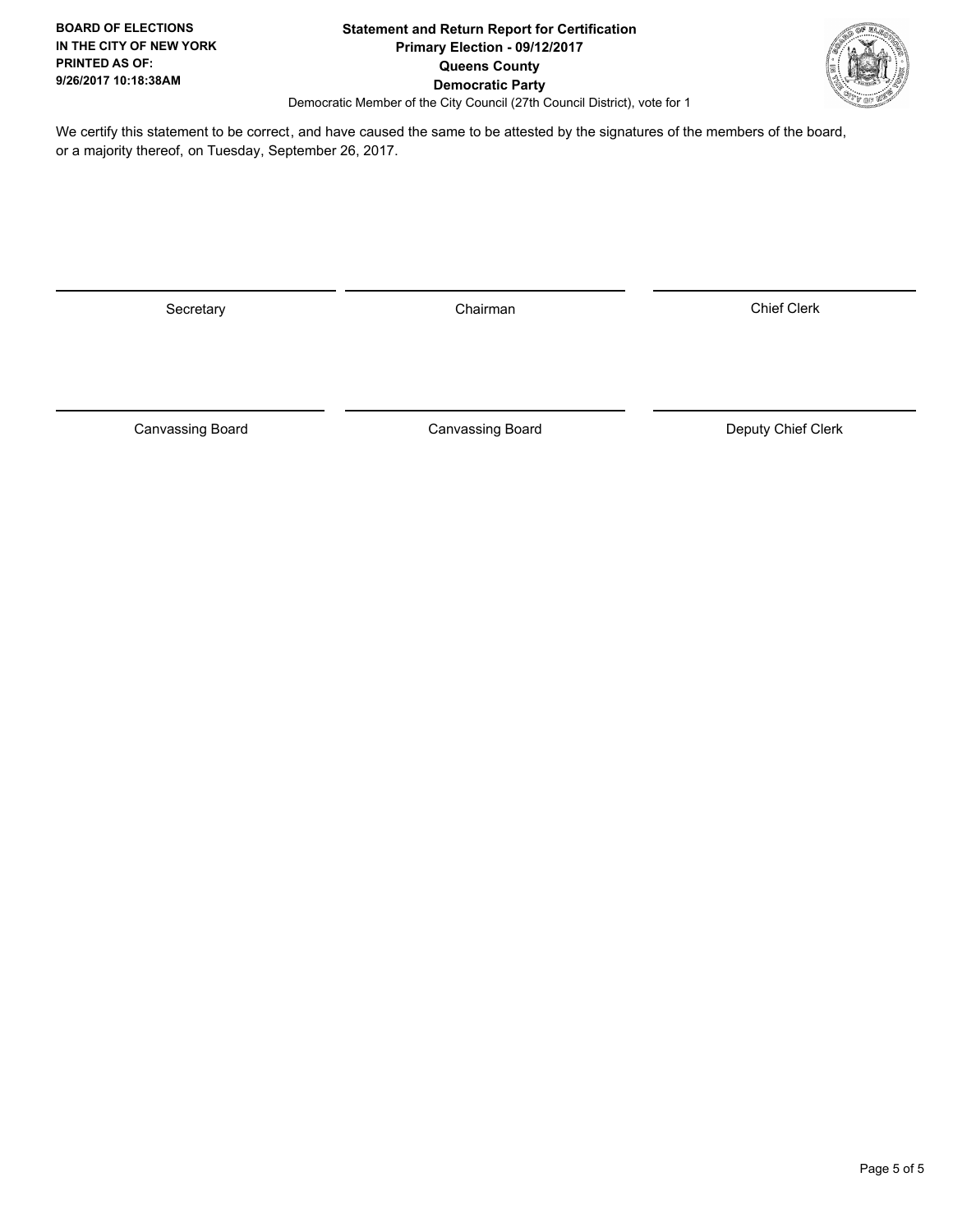**BOARD OF ELECTIONS IN THE CITY OF NEW YORK**
**PRINTED AS OF: 9/26/2017 10:18:38AM**

**Statement and Return Report for Certification**
**Primary Election - 09/12/2017**
**Queens County**
**Democratic Party**
Democratic Member of the City Council (27th Council District), vote for 1

We certify this statement to be correct, and have caused the same to be attested by the signatures of the members of the board, or a majority thereof, on Tuesday, September 26, 2017.

| | | |
|---|---|---|
| Secretary | Chairman | Chief Clerk |
| Canvassing Board | Canvassing Board | Deputy Chief Clerk |